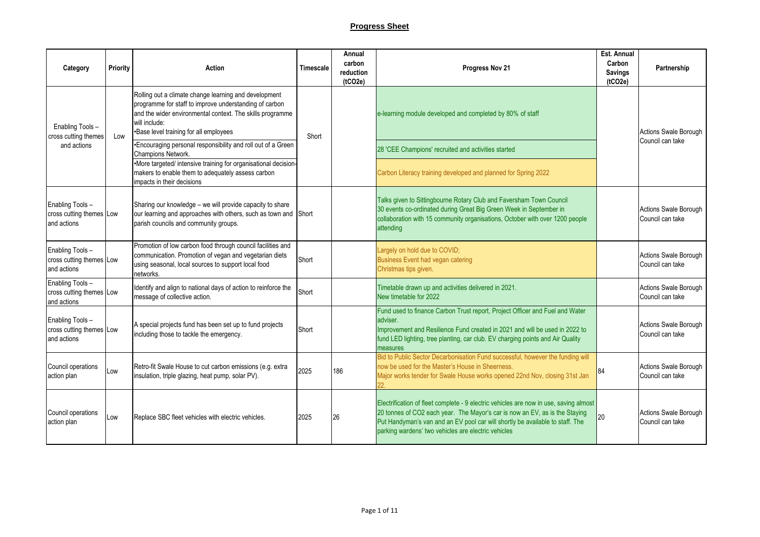## Progress Sheet

| Category | Priority | Action | Timescale | Annual carbon reduction (tCO2e) | Progress Nov 21 | Est. Annual Carbon Savings (tCO2e) | Partnership |
|---|---|---|---|---|---|---|---|
| Enabling Tools – cross cutting themes and actions | Low | Rolling out a climate change learning and development programme for staff to improve understanding of carbon and the wider environmental context. The skills programme will include:<br>•Base level training for all employees | Short | | e-learning module developed and completed by 80% of staff | | Actions Swale Borough Council can take |
| | | •Encouraging personal responsibility and roll out of a Green Champions Network. | | | 28 'CEE Champions' recruited and activities started | | |
| | | •More targeted/ intensive training for organisational decision-makers to enable them to adequately assess carbon impacts in their decisions | | | Carbon Literacy training developed and planned for Spring 2022 | | |
| Enabling Tools – cross cutting themes and actions | Low | Sharing our knowledge – we will provide capacity to share our learning and approaches with others, such as town and parish councils and community groups. | Short | | Talks given to Sittingbourne Rotary Club and Faversham Town Council<br>30 events co-ordinated during Great Big Green Week in September in collaboration with 15 community organisations, October with over 1200 people attending | | Actions Swale Borough Council can take |
| Enabling Tools – cross cutting themes and actions | Low | Promotion of low carbon food through council facilities and communication. Promotion of vegan and vegetarian diets using seasonal, local sources to support local food networks. | Short | | Largely on hold due to COVID;<br>Business Event had vegan catering<br>Christmas tips given. | | Actions Swale Borough Council can take |
| Enabling Tools – cross cutting themes and actions | Low | Identify and align to national days of action to reinforce the message of collective action. | Short | | Timetable drawn up and activities delivered in 2021.<br>New timetable for 2022 | | Actions Swale Borough Council can take |
| Enabling Tools – cross cutting themes and actions | Low | A special projects fund has been set up to fund projects including those to tackle the emergency. | Short | | Fund used to finance Carbon Trust report, Project Officer and Fuel and Water adviser.<br>Improvement and Resilience Fund created in 2021 and will be used in 2022 to fund LED lighting, tree planting, car club. EV charging points and Air Quality measures | | Actions Swale Borough Council can take |
| Council operations action plan | Low | Retro-fit Swale House to cut carbon emissions (e.g. extra insulation, triple glazing, heat pump, solar PV). | 2025 | 186 | Bid to Public Sector Decarbonisation Fund successful, however the funding will now be used for the Master's House in Sheerness.<br>Major works tender for Swale House works opened 22nd Nov, closing 31st Jan 22. | 84 | Actions Swale Borough Council can take |
| Council operations action plan | Low | Replace SBC fleet vehicles with electric vehicles. | 2025 | 26 | Electrification of fleet complete - 9 electric vehicles are now in use, saving almost 20 tonnes of CO2 each year. The Mayor's car is now an EV, as is the Staying Put Handyman's van and an EV pool car will shortly be available to staff. The parking wardens' two vehicles are electric vehicles | 20 | Actions Swale Borough Council can take |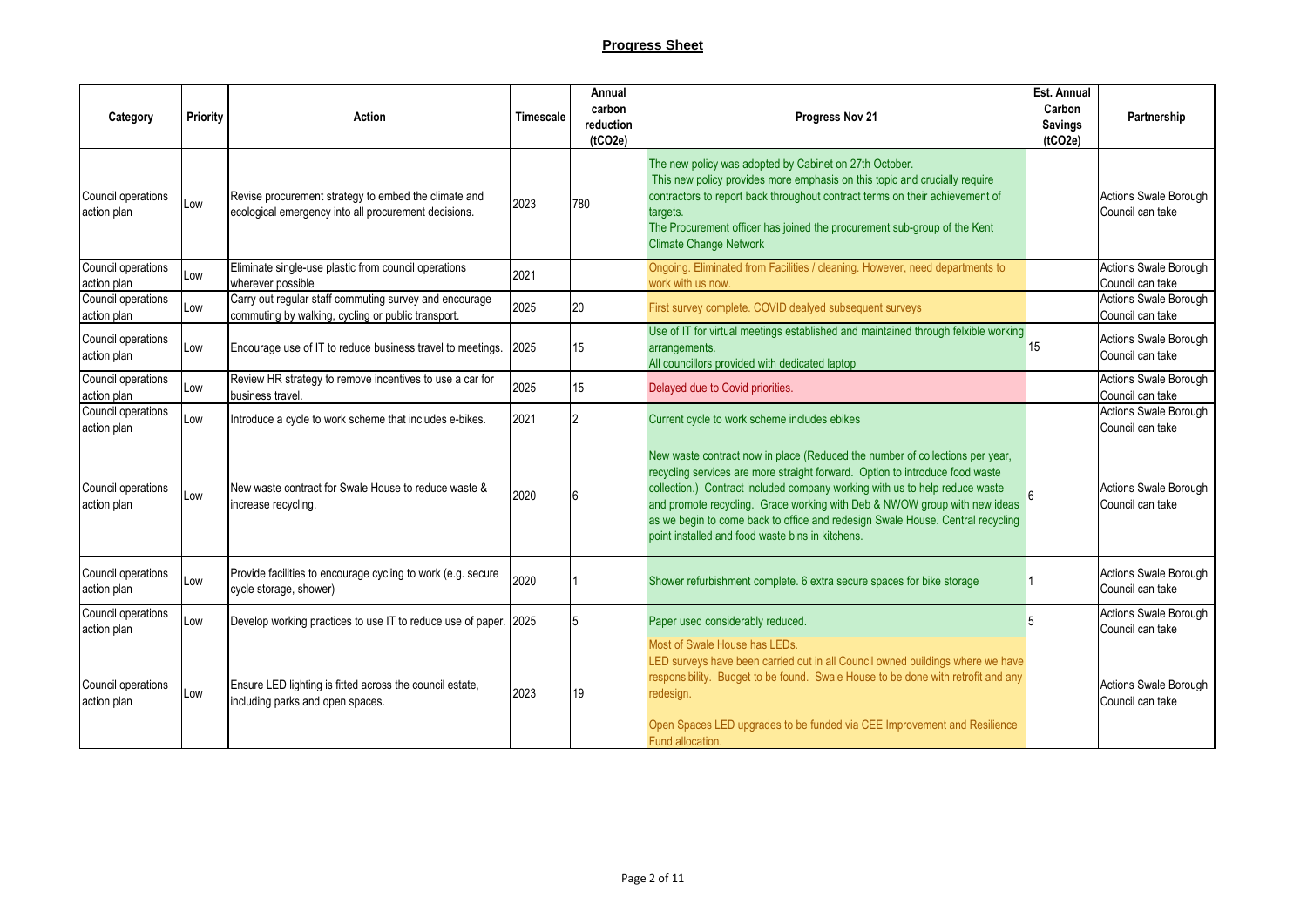## **Progress Sheet**

| Category | Priority | Action | Timescale | Annual carbon reduction (tCO2e) | Progress Nov 21 | Est. Annual Carbon Savings (tCO2e) | Partnership |
|---|---|---|---|---|---|---|---|
| Council operations action plan | Low | Revise procurement strategy to embed the climate and ecological emergency into all procurement decisions. | 2023 | 780 | The new policy was adopted by Cabinet on 27th October. This new policy provides more emphasis on this topic and crucially require contractors to report back throughout contract terms on their achievement of targets. The Procurement officer has joined the procurement sub-group of the Kent Climate Change Network | | Actions Swale Borough Council can take |
| Council operations action plan | Low | Eliminate single-use plastic from council operations wherever possible | 2021 | | Ongoing. Eliminated from Facilities / cleaning. However, need departments to work with us now. | | Actions Swale Borough Council can take |
| Council operations action plan | Low | Carry out regular staff commuting survey and encourage commuting by walking, cycling or public transport. | 2025 | 20 | First survey complete. COVID dealyed subsequent surveys | | Actions Swale Borough Council can take |
| Council operations action plan | Low | Encourage use of IT to reduce business travel to meetings. | 2025 | 15 | Use of IT for virtual meetings established and maintained through felxible working arrangements. All councillors provided with dedicated laptop | 15 | Actions Swale Borough Council can take |
| Council operations action plan | Low | Review HR strategy to remove incentives to use a car for business travel. | 2025 | 15 | Delayed due to Covid priorities. | | Actions Swale Borough Council can take |
| Council operations action plan | Low | Introduce a cycle to work scheme that includes e-bikes. | 2021 | 2 | Current cycle to work scheme includes ebikes | | Actions Swale Borough Council can take |
| Council operations action plan | Low | New waste contract for Swale House to reduce waste & increase recycling. | 2020 | 6 | New waste contract now in place (Reduced the number of collections per year, recycling services are more straight forward. Option to introduce food waste collection.) Contract included company working with us to help reduce waste and promote recycling. Grace working with Deb & NWOW group with new ideas as we begin to come back to office and redesign Swale House. Central recycling point installed and food waste bins in kitchens. | 6 | Actions Swale Borough Council can take |
| Council operations action plan | Low | Provide facilities to encourage cycling to work (e.g. secure cycle storage, shower) | 2020 | 1 | Shower refurbishment complete. 6 extra secure spaces for bike storage | 1 | Actions Swale Borough Council can take |
| Council operations action plan | Low | Develop working practices to use IT to reduce use of paper. | 2025 | 5 | Paper used considerably reduced. | 5 | Actions Swale Borough Council can take |
| Council operations action plan | Low | Ensure LED lighting is fitted across the council estate, including parks and open spaces. | 2023 | 19 | Most of Swale House has LEDs. LED surveys have been carried out in all Council owned buildings where we have responsibility. Budget to be found. Swale House to be done with retrofit and any redesign. Open Spaces LED upgrades to be funded via CEE Improvement and Resilience Fund allocation. | | Actions Swale Borough Council can take |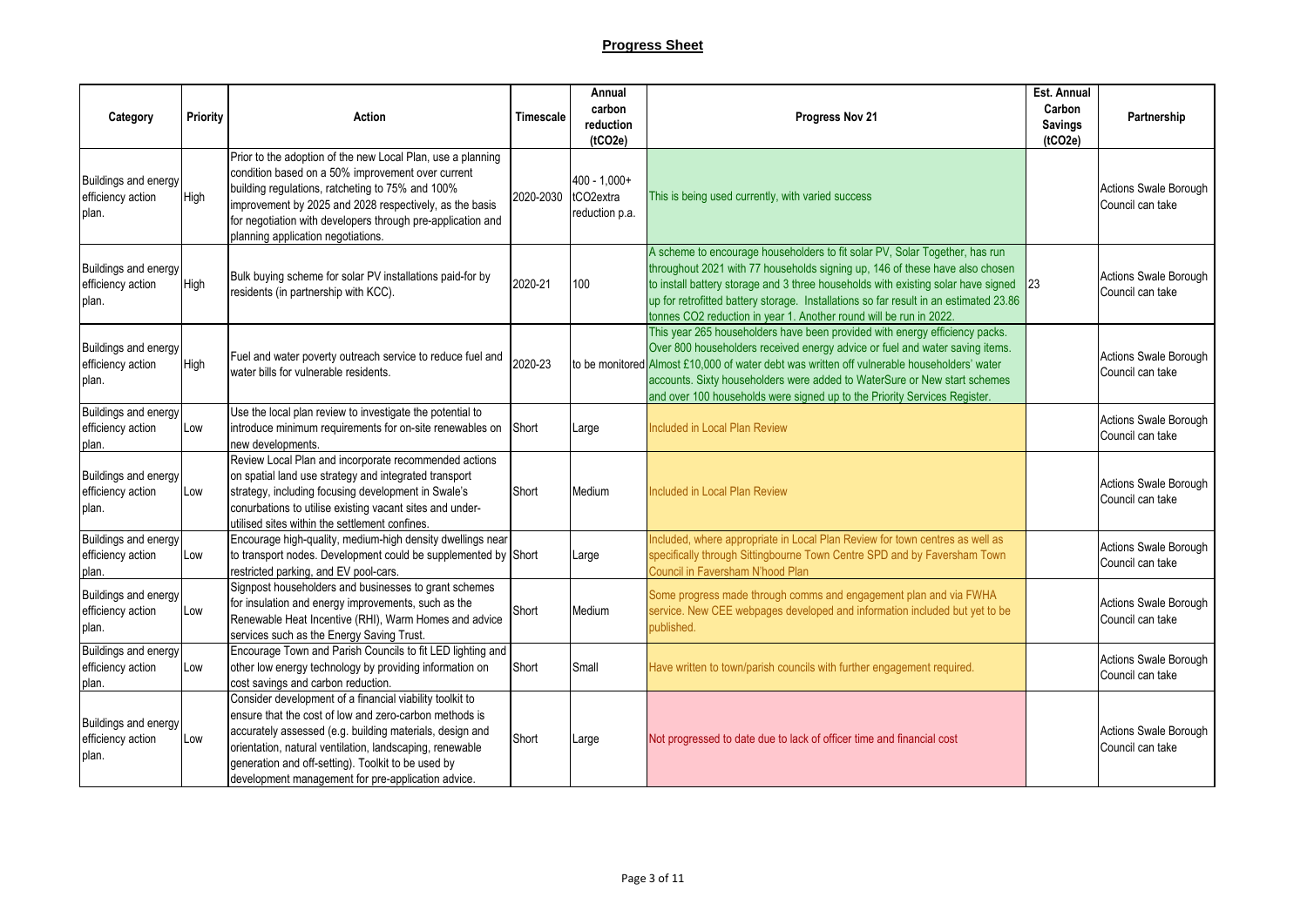## **Progress Sheet**

| Category | Priority | Action | Timescale | Annual carbon reduction (tCO2e) | Progress Nov 21 | Est. Annual Carbon Savings (tCO2e) | Partnership |
|---|---|---|---|---|---|---|---|
| Buildings and energy efficiency action plan. | High | Prior to the adoption of the new Local Plan, use a planning condition based on a 50% improvement over current building regulations, ratcheting to 75% and 100% improvement by 2025 and 2028 respectively, as the basis for negotiation with developers through pre-application and planning application negotiations. | 2020-2030 | 400 - 1,000+ tCO2extra reduction p.a. | This is being used currently, with varied success | | Actions Swale Borough Council can take |
| Buildings and energy efficiency action plan. | High | Bulk buying scheme for solar PV installations paid-for by residents (in partnership with KCC). | 2020-21 | 100 | A scheme to encourage householders to fit solar PV, Solar Together, has run throughout 2021 with 77 households signing up, 146 of these have also chosen to install battery storage and 3 three households with existing solar have signed up for retrofitted battery storage. Installations so far result in an estimated 23.86 tonnes CO2 reduction in year 1. Another round will be run in 2022. | 23 | Actions Swale Borough Council can take |
| Buildings and energy efficiency action plan. | High | Fuel and water poverty outreach service to reduce fuel and water bills for vulnerable residents. | 2020-23 | to be monitored | This year 265 householders have been provided with energy efficiency packs. Over 800 householders received energy advice or fuel and water saving items. Almost £10,000 of water debt was written off vulnerable householders' water accounts. Sixty householders were added to WaterSure or New start schemes and over 100 households were signed up to the Priority Services Register. | | Actions Swale Borough Council can take |
| Buildings and energy efficiency action plan. | Low | Use the local plan review to investigate the potential to introduce minimum requirements for on-site renewables on new developments. | Short | Large | Included in Local Plan Review | | Actions Swale Borough Council can take |
| Buildings and energy efficiency action plan. | Low | Review Local Plan and incorporate recommended actions on spatial land use strategy and integrated transport strategy, including focusing development in Swale's conurbations to utilise existing vacant sites and under-utilised sites within the settlement confines. | Short | Medium | Included in Local Plan Review | | Actions Swale Borough Council can take |
| Buildings and energy efficiency action plan. | Low | Encourage high-quality, medium-high density dwellings near to transport nodes. Development could be supplemented by restricted parking, and EV pool-cars. | Short | Large | Included, where appropriate in Local Plan Review for town centres as well as specifically through Sittingbourne Town Centre SPD and by Faversham Town Council in Faversham N'hood Plan | | Actions Swale Borough Council can take |
| Buildings and energy efficiency action plan. | Low | Signpost householders and businesses to grant schemes for insulation and energy improvements, such as the Renewable Heat Incentive (RHI), Warm Homes and advice services such as the Energy Saving Trust. | Short | Medium | Some progress made through comms and engagement plan and via FWHA service. New CEE webpages developed and information included but yet to be published. | | Actions Swale Borough Council can take |
| Buildings and energy efficiency action plan. | Low | Encourage Town and Parish Councils to fit LED lighting and other low energy technology by providing information on cost savings and carbon reduction. | Short | Small | Have written to town/parish councils with further engagement required. | | Actions Swale Borough Council can take |
| Buildings and energy efficiency action plan. | Low | Consider development of a financial viability toolkit to ensure that the cost of low and zero-carbon methods is accurately assessed (e.g. building materials, design and orientation, natural ventilation, landscaping, renewable generation and off-setting). Toolkit to be used by development management for pre-application advice. | Short | Large | Not progressed to date due to lack of officer time and financial cost | | Actions Swale Borough Council can take |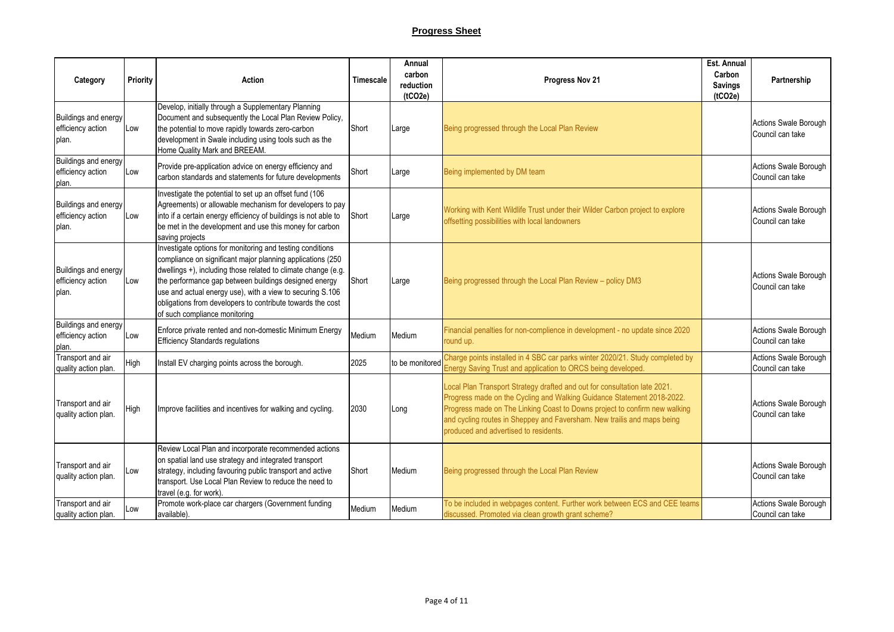## **Progress Sheet**

| Category | Priority | Action | Timescale | Annual carbon reduction (tCO2e) | Progress Nov 21 | Est. Annual Carbon Savings (tCO2e) | Partnership |
|---|---|---|---|---|---|---|---|
| Buildings and energy efficiency action plan. | Low | Develop, initially through a Supplementary Planning Document and subsequently the Local Plan Review Policy, the potential to move rapidly towards zero-carbon development in Swale including using tools such as the Home Quality Mark and BREEAM. | Short | Large | Being progressed through the Local Plan Review | | Actions Swale Borough Council can take |
| Buildings and energy efficiency action plan. | Low | Provide pre-application advice on energy efficiency and carbon standards and statements for future developments | Short | Large | Being implemented by DM team | | Actions Swale Borough Council can take |
| Buildings and energy efficiency action plan. | Low | Investigate the potential to set up an offset fund (106 Agreements) or allowable mechanism for developers to pay into if a certain energy efficiency of buildings is not able to be met in the development and use this money for carbon saving projects | Short | Large | Working with Kent Wildlife Trust under their Wilder Carbon project to explore offsetting possibilities with local landowners | | Actions Swale Borough Council can take |
| Buildings and energy efficiency action plan. | Low | Investigate options for monitoring and testing conditions compliance on significant major planning applications (250 dwellings +), including those related to climate change (e.g. the performance gap between buildings designed energy use and actual energy use), with a view to securing S.106 obligations from developers to contribute towards the cost of such compliance monitoring | Short | Large | Being progressed through the Local Plan Review – policy DM3 | | Actions Swale Borough Council can take |
| Buildings and energy efficiency action plan. | Low | Enforce private rented and non-domestic Minimum Energy Efficiency Standards regulations | Medium | Medium | Financial penalties for non-complience in development - no update since 2020 round up. | | Actions Swale Borough Council can take |
| Transport and air quality action plan. | High | Install EV charging points across the borough. | 2025 | to be monitored | Charge points installed in 4 SBC car parks winter 2020/21. Study completed by Energy Saving Trust and application to ORCS being developed. | | Actions Swale Borough Council can take |
| Transport and air quality action plan. | High | Improve facilities and incentives for walking and cycling. | 2030 | Long | Local Plan Transport Strategy drafted and out for consultation late 2021. Progress made on the Cycling and Walking Guidance Statement 2018-2022. Progress made on The Linking Coast to Downs project to confirm new walking and cycling routes in Sheppey and Faversham. New trailis and maps being produced and advertised to residents. | | Actions Swale Borough Council can take |
| Transport and air quality action plan. | Low | Review Local Plan and incorporate recommended actions on spatial land use strategy and integrated transport strategy, including favouring public transport and active transport. Use Local Plan Review to reduce the need to travel (e.g. for work). | Short | Medium | Being progressed through the Local Plan Review | | Actions Swale Borough Council can take |
| Transport and air quality action plan. | Low | Promote work-place car chargers (Government funding available). | Medium | Medium | To be included in webpages content. Further work between ECS and CEE teams discussed. Promoted via clean growth grant scheme? | | Actions Swale Borough Council can take |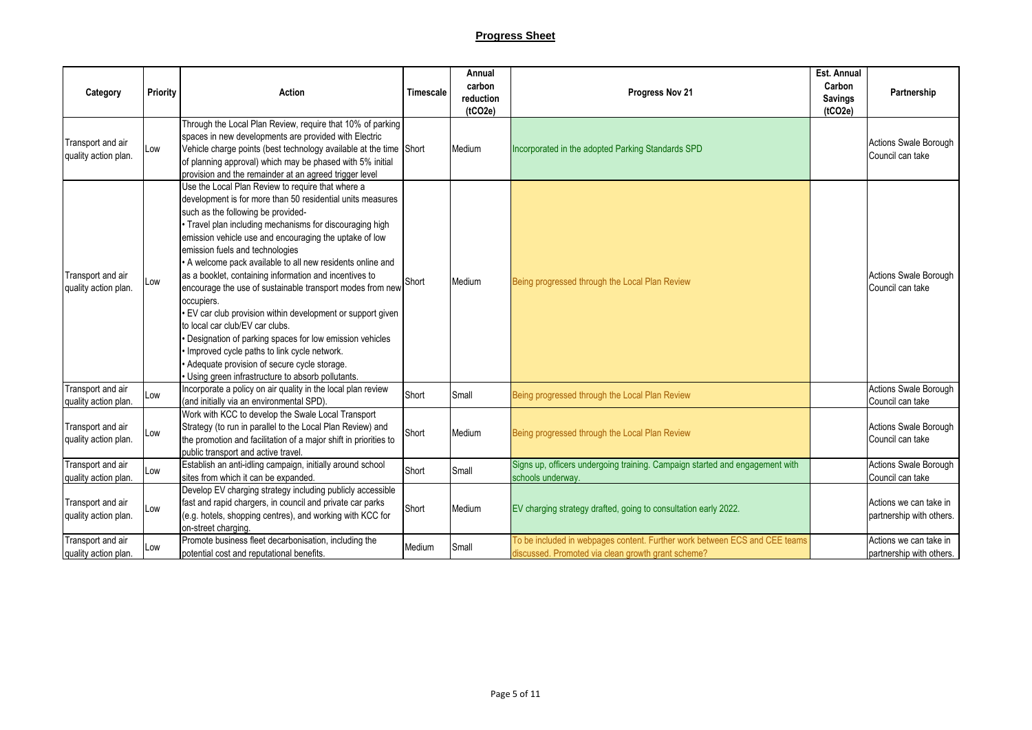# Progress Sheet

| Category | Priority | Action | Timescale | Annual carbon reduction (tCO2e) | Progress Nov 21 | Est. Annual Carbon Savings (tCO2e) | Partnership |
|---|---|---|---|---|---|---|---|
| Transport and air quality action plan. | Low | Through the Local Plan Review, require that 10% of parking spaces in new developments are provided with Electric Vehicle charge points (best technology available at the time of planning approval) which may be phased with 5% initial provision and the remainder at an agreed trigger level | Short | Medium | Incorporated in the adopted Parking Standards SPD | | Actions Swale Borough Council can take |
| Transport and air quality action plan. | Low | Use the Local Plan Review to require that where a development is for more than 50 residential units measures such as the following be provided- • Travel plan including mechanisms for discouraging high emission vehicle use and encouraging the uptake of low emission fuels and technologies • A welcome pack available to all new residents online and as a booklet, containing information and incentives to encourage the use of sustainable transport modes from new occupiers. • EV car club provision within development or support given to local car club/EV car clubs. • Designation of parking spaces for low emission vehicles • Improved cycle paths to link cycle network. • Adequate provision of secure cycle storage. • Using green infrastructure to absorb pollutants. | Short | Medium | Being progressed through the Local Plan Review | | Actions Swale Borough Council can take |
| Transport and air quality action plan. | Low | Incorporate a policy on air quality in the local plan review (and initially via an environmental SPD). | Short | Small | Being progressed through the Local Plan Review | | Actions Swale Borough Council can take |
| Transport and air quality action plan. | Low | Work with KCC to develop the Swale Local Transport Strategy (to run in parallel to the Local Plan Review) and the promotion and facilitation of a major shift in priorities to public transport and active travel. | Short | Medium | Being progressed through the Local Plan Review | | Actions Swale Borough Council can take |
| Transport and air quality action plan. | Low | Establish an anti-idling campaign, initially around school sites from which it can be expanded. | Short | Small | Signs up, officers undergoing training. Campaign started and engagement with schools underway. | | Actions Swale Borough Council can take |
| Transport and air quality action plan. | Low | Develop EV charging strategy including publicly accessible fast and rapid chargers, in council and private car parks (e.g. hotels, shopping centres), and working with KCC for on-street charging. | Short | Medium | EV charging strategy drafted, going to consultation early 2022. | | Actions we can take in partnership with others. |
| Transport and air quality action plan. | Low | Promote business fleet decarbonisation, including the potential cost and reputational benefits. | Medium | Small | To be included in webpages content. Further work between ECS and CEE teams discussed. Promoted via clean growth grant scheme? | | Actions we can take in partnership with others. |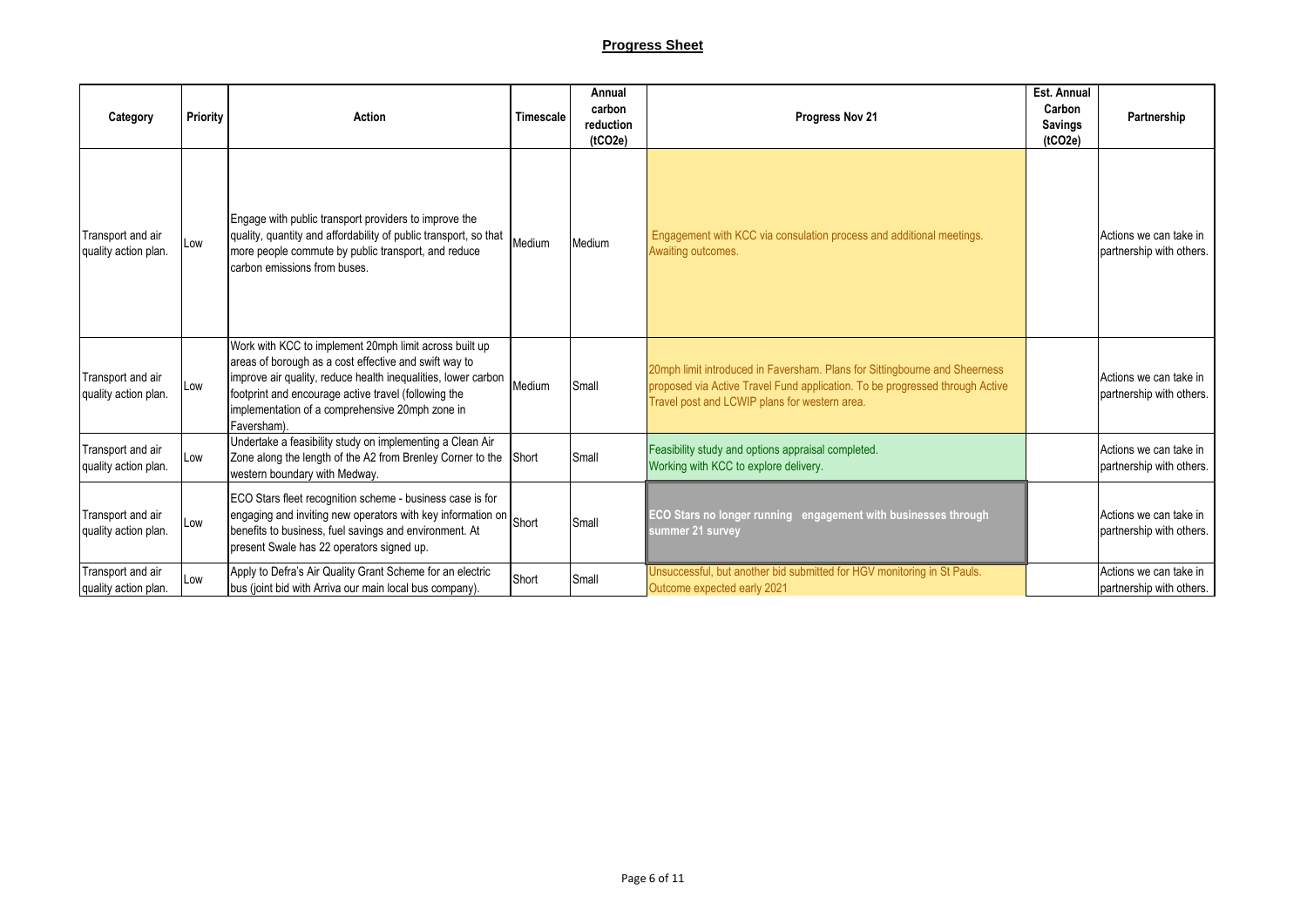## Progress Sheet

| Category | Priority | Action | Timescale | Annual carbon reduction ($tCO_2e$) | Progress Nov 21 | Est. Annual Carbon Savings ($tCO_2e$) | Partnership |
|---|---|---|---|---|---|---|---|
| Transport and air quality action plan. | Low | Engage with public transport providers to improve the quality, quantity and affordability of public transport, so that more people commute by public transport, and reduce carbon emissions from buses. | Medium | Medium | Engagement with KCC via consulation process and additional meetings. Awaiting outcomes. | | Actions we can take in partnership with others. |
| Transport and air quality action plan. | Low | Work with KCC to implement 20mph limit across built up areas of borough as a cost effective and swift way to improve air quality, reduce health inequalities, lower carbon footprint and encourage active travel (following the implementation of a comprehensive 20mph zone in Faversham). | Medium | Small | 20mph limit introduced in Faversham. Plans for Sittingbourne and Sheerness proposed via Active Travel Fund application. To be progressed through Active Travel post and LCWIP plans for western area. | | Actions we can take in partnership with others. |
| Transport and air quality action plan. | Low | Undertake a feasibility study on implementing a Clean Air Zone along the length of the A2 from Brenley Corner to the western boundary with Medway. | Short | Small | Feasibility study and options appraisal completed. Working with KCC to explore delivery. | | Actions we can take in partnership with others. |
| Transport and air quality action plan. | Low | ECO Stars fleet recognition scheme - business case is for engaging and inviting new operators with key information on benefits to business, fuel savings and environment. At present Swale has 22 operators signed up. | Short | Small | **ECO Stars no longer running engagement with businesses through summer 21 survey** | | Actions we can take in partnership with others. |
| Transport and air quality action plan. | Low | Apply to Defra's Air Quality Grant Scheme for an electric bus (joint bid with Arriva our main local bus company). | Short | Small | Unsuccessful, but another bid submitted for HGV monitoring in St Pauls. Outcome expected early 2021 | | Actions we can take in partnership with others. |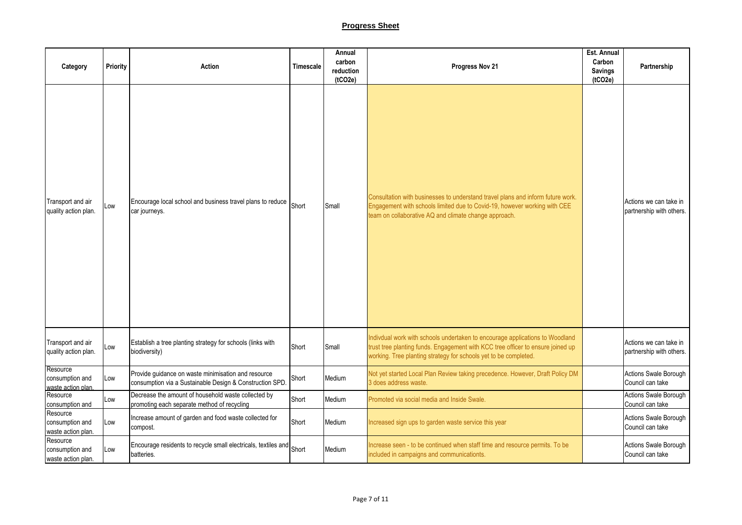## Progress Sheet

| Category | Priority | Action | Timescale | Annual carbon reduction (tCO2e) | Progress Nov 21 | Est. Annual Carbon Savings (tCO2e) | Partnership |
|---|---|---|---|---|---|---|---|
| Transport and air quality action plan. | Low | Encourage local school and business travel plans to reduce car journeys. | Short | Small | Consultation with businesses to understand travel plans and inform future work. Engagement with schools limited due to Covid-19, however working with CEE team on collaborative AQ and climate change approach. | | Actions we can take in partnership with others. |
| Transport and air quality action plan. | Low | Establish a tree planting strategy for schools (links with biodiversity) | Short | Small | Indivdual work with schools undertaken to encourage applications to Woodland trust tree planting funds. Engagement with KCC tree officer to ensure joined up working. Tree planting strategy for schools yet to be completed. | | Actions we can take in partnership with others. |
| Resource consumption and waste action plan. | Low | Provide guidance on waste minimisation and resource consumption via a Sustainable Design & Construction SPD. | Short | Medium | Not yet started Local Plan Review taking precedence. However, Draft Policy DM 3 does address waste. | | Actions Swale Borough Council can take |
| Resource consumption and | Low | Decrease the amount of household waste collected by promoting each separate method of recycling | Short | Medium | Promoted via social media and Inside Swale. | | Actions Swale Borough Council can take |
| Resource consumption and waste action plan. | Low | Increase amount of garden and food waste collected for compost. | Short | Medium | Increased sign ups to garden waste service this year | | Actions Swale Borough Council can take |
| Resource consumption and waste action plan. | Low | Encourage residents to recycle small electricals, textiles and batteries. | Short | Medium | Increase seen - to be continued when staff time and resource permits. To be included in campaigns and communicatonts. | | Actions Swale Borough Council can take |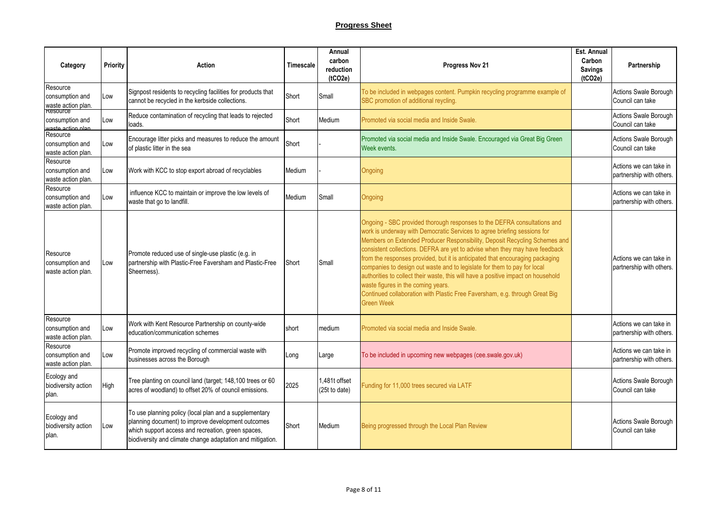## Progress Sheet

| Category | Priority | Action | Timescale | Annual carbon reduction (tCO2e) | Progress Nov 21 | Est. Annual Carbon Savings (tCO2e) | Partnership |
|---|---|---|---|---|---|---|---|
| Resource consumption and waste action plan. | Low | Signpost residents to recycling facilities for products that cannot be recycled in the kerbside collections. | Short | Small | To be included in webpages content. Pumpkin recycling programme example of SBC promotion of additional reycling. | | Actions Swale Borough Council can take |
| Resource consumption and waste action plan. | Low | Reduce contamination of recycling that leads to rejected loads. | Short | Medium | Promoted via social media and Inside Swale. | | Actions Swale Borough Council can take |
| Resource consumption and waste action plan. | Low | Encourage litter picks and measures to reduce the amount of plastic litter in the sea | Short | - | Promoted via social media and Inside Swale. Encouraged via Great Big Green Week events. | | Actions Swale Borough Council can take |
| Resource consumption and waste action plan. | Low | Work with KCC to stop export abroad of recyclables | Medium | - | Ongoing | | Actions we can take in partnership with others. |
| Resource consumption and waste action plan. | Low | influence KCC to maintain or improve the low levels of waste that go to landfill. | Medium | Small | Ongoing | | Actions we can take in partnership with others. |
| Resource consumption and waste action plan. | Low | Promote reduced use of single-use plastic (e.g. in partnership with Plastic-Free Faversham and Plastic-Free Sheerness). | Short | Small | Ongoing - SBC provided thorough responses to the DEFRA consultations and work is underway with Democratic Services to agree briefing sessions for Members on Extended Producer Responsibility, Deposit Recycling Schemes and consistent collections. DEFRA are yet to advise when they may have feedback from the responses provided, but it is anticipated that encouraging packaging companies to design out waste and to legislate for them to pay for local authorities to collect their waste, this will have a positive impact on household waste figures in the coming years.<br>Continued collaboration with Plastic Free Faversham, e.g. through Great Big Green Week | | Actions we can take in partnership with others. |
| Resource consumption and waste action plan. | Low | Work with Kent Resource Partnership on county-wide education/communication schemes | short | medium | Promoted via social media and Inside Swale. | | Actions we can take in partnership with others. |
| Resource consumption and waste action plan. | Low | Promote improved recycling of commercial waste with businesses across the Borough | Long | Large | To be included in upcoming new webpages (cee.swale.gov.uk) | | Actions we can take in partnership with others. |
| Ecology and biodiversity action plan. | High | Tree planting on council land (target; 148,100 trees or 60 acres of woodland) to offset 20% of council emissions. | 2025 | 1,481t offset (25t to date) | Funding for 11,000 trees secured via LATF | | Actions Swale Borough Council can take |
| Ecology and biodiversity action plan. | Low | To use planning policy (local plan and a supplementary planning document) to improve development outcomes which support access and recreation, green spaces, biodiversity and climate change adaptation and mitigation. | Short | Medium | Being progressed through the Local Plan Review | | Actions Swale Borough Council can take |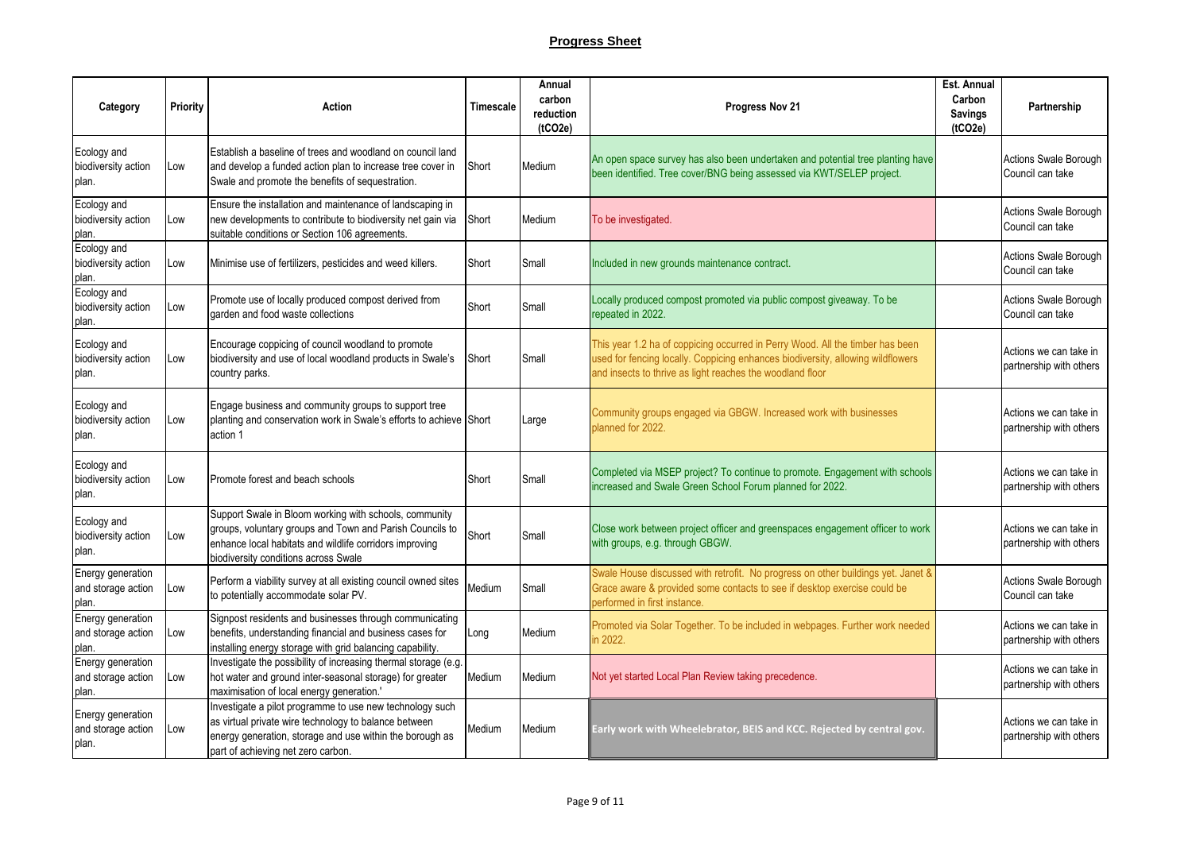## Progress Sheet

| Category | Priority | Action | Timescale | Annual carbon reduction (tCO2e) | Progress Nov 21 | Est. Annual Carbon Savings (tCO2e) | Partnership |
|---|---|---|---|---|---|---|---|
| Ecology and biodiversity action plan. | Low | Establish a baseline of trees and woodland on council land and develop a funded action plan to increase tree cover in Swale and promote the benefits of sequestration. | Short | Medium | An open space survey has also been undertaken and potential tree planting have been identified. Tree cover/BNG being assessed via KWT/SELEP project. | | Actions Swale Borough Council can take |
| Ecology and biodiversity action plan. | Low | Ensure the installation and maintenance of landscaping in new developments to contribute to biodiversity net gain via suitable conditions or Section 106 agreements. | Short | Medium | To be investigated. | | Actions Swale Borough Council can take |
| Ecology and biodiversity action plan. | Low | Minimise use of fertilizers, pesticides and weed killers. | Short | Small | Included in new grounds maintenance contract. | | Actions Swale Borough Council can take |
| Ecology and biodiversity action plan. | Low | Promote use of locally produced compost derived from garden and food waste collections | Short | Small | Locally produced compost promoted via public compost giveaway. To be repeated in 2022. | | Actions Swale Borough Council can take |
| Ecology and biodiversity action plan. | Low | Encourage coppicing of council woodland to promote biodiversity and use of local woodland products in Swale's country parks. | Short | Small | This year 1.2 ha of coppicing occurred in Perry Wood. All the timber has been used for fencing locally. Coppicing enhances biodiversity, allowing wildflowers and insects to thrive as light reaches the woodland floor | | Actions we can take in partnership with others |
| Ecology and biodiversity action plan. | Low | Engage business and community groups to support tree planting and conservation work in Swale's efforts to achieve action 1 | Short | Large | Community groups engaged via GBGW. Increased work with businesses planned for 2022. | | Actions we can take in partnership with others |
| Ecology and biodiversity action plan. | Low | Promote forest and beach schools | Short | Small | Completed via MSEP project? To continue to promote. Engagement with schools increased and Swale Green School Forum planned for 2022. | | Actions we can take in partnership with others |
| Ecology and biodiversity action plan. | Low | Support Swale in Bloom working with schools, community groups, voluntary groups and Town and Parish Councils to enhance local habitats and wildlife corridors improving biodiversity conditions across Swale | Short | Small | Close work between project officer and greenspaces engagement officer to work with groups, e.g. through GBGW. | | Actions we can take in partnership with others |
| Energy generation and storage action plan. | Low | Perform a viability survey at all existing council owned sites to potentially accommodate solar PV. | Medium | Small | Swale House discussed with retrofit. No progress on other buildings yet. Janet & Grace aware & provided some contacts to see if desktop exercise could be performed in first instance. | | Actions Swale Borough Council can take |
| Energy generation and storage action plan. | Low | Signpost residents and businesses through communicating benefits, understanding financial and business cases for installing energy storage with grid balancing capability. | Long | Medium | Promoted via Solar Together. To be included in webpages. Further work needed in 2022. | | Actions we can take in partnership with others |
| Energy generation and storage action plan. | Low | Investigate the possibility of increasing thermal storage (e.g. hot water and ground inter-seasonal storage) for greater maximisation of local energy generation.' | Medium | Medium | Not yet started Local Plan Review taking precedence. | | Actions we can take in partnership with others |
| Energy generation and storage action plan. | Low | Investigate a pilot programme to use new technology such as virtual private wire technology to balance between energy generation, storage and use within the borough as part of achieving net zero carbon. | Medium | Medium | **Early work with Wheelebrator, BEIS and KCC. Rejected by central gov.** | | Actions we can take in partnership with others |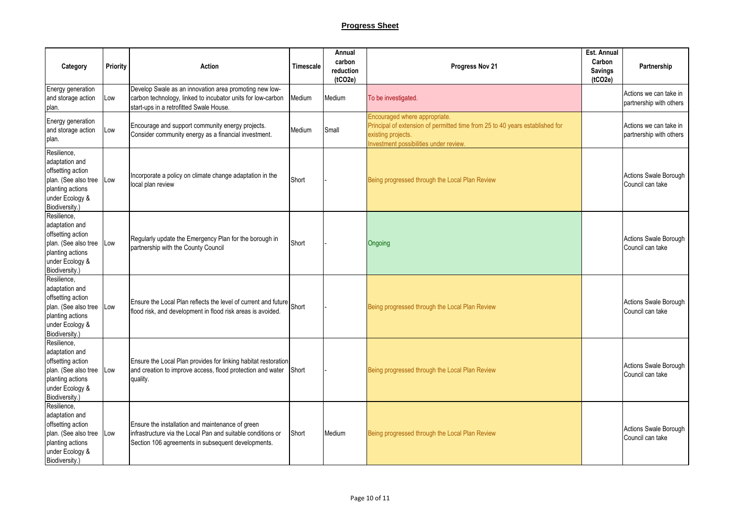# Progress Sheet

| Category | Priority | Action | Timescale | Annual carbon reduction (tCO2e) | Progress Nov 21 | Est. Annual Carbon Savings (tCO2e) | Partnership |
|---|---|---|---|---|---|---|---|
| Energy generation and storage action plan. | Low | Develop Swale as an innovation area promoting new low-carbon technology, linked to incubator units for low-carbon start-ups in a retrofitted Swale House. | Medium | Medium | To be investigated. | | Actions we can take in partnership with others |
| Energy generation and storage action plan. | Low | Encourage and support community energy projects. Consider community energy as a financial investment. | Medium | Small | Encouraged where appropriate.<br>Principal of extension of permitted time from 25 to 40 years established for existing projects.<br>Investment possibilities under review. | | Actions we can take in partnership with others |
| Resilience, adaptation and offsetting action plan. (See also tree planting actions under Ecology & Biodiversity.) | Low | Incorporate a policy on climate change adaptation in the local plan review | Short | - | Being progressed through the Local Plan Review | | Actions Swale Borough Council can take |
| Resilience, adaptation and offsetting action plan. (See also tree planting actions under Ecology & Biodiversity.) | Low | Regularly update the Emergency Plan for the borough in partnership with the County Council | Short | - | Ongoing | | Actions Swale Borough Council can take |
| Resilience, adaptation and offsetting action plan. (See also tree planting actions under Ecology & Biodiversity.) | Low | Ensure the Local Plan reflects the level of current and future flood risk, and development in flood risk areas is avoided. | Short | - | Being progressed through the Local Plan Review | | Actions Swale Borough Council can take |
| Resilience, adaptation and offsetting action plan. (See also tree planting actions under Ecology & Biodiversity.) | Low | Ensure the Local Plan provides for linking habitat restoration and creation to improve access, flood protection and water quality. | Short | - | Being progressed through the Local Plan Review | | Actions Swale Borough Council can take |
| Resilience, adaptation and offsetting action plan. (See also tree planting actions under Ecology & Biodiversity.) | Low | Ensure the installation and maintenance of green infrastructure via the Local Pan and suitable conditions or Section 106 agreements in subsequent developments. | Short | Medium | Being progressed through the Local Plan Review | | Actions Swale Borough Council can take |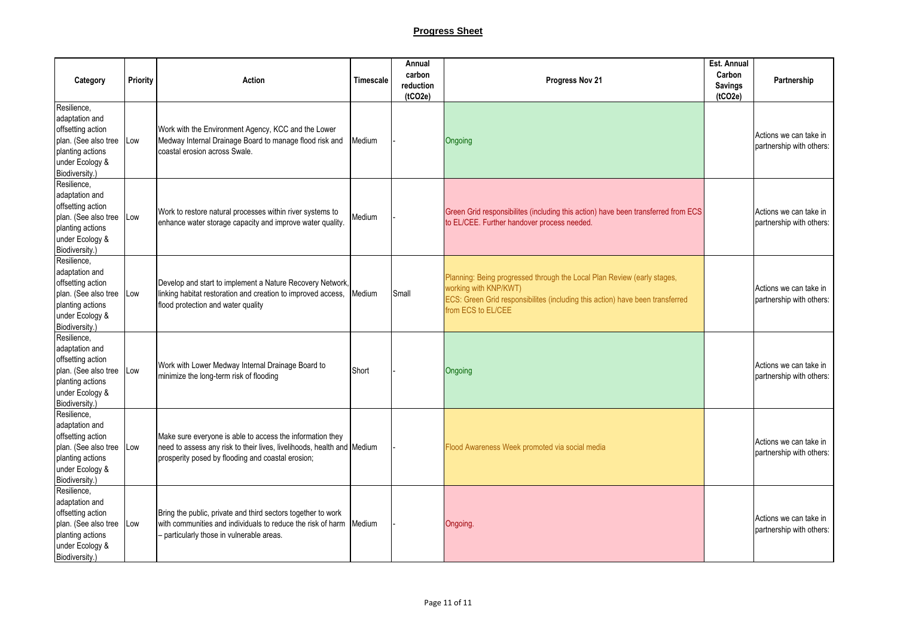## Progress Sheet

| Category | Priority | Action | Timescale | Annual carbon reduction (tCO2e) | Progress Nov 21 | Est. Annual Carbon Savings (tCO2e) | Partnership |
|---|---|---|---|---|---|---|---|
| Resilience, adaptation and offsetting action plan. (See also tree planting actions under Ecology & Biodiversity.) | Low | Work with the Environment Agency, KCC and the Lower Medway Internal Drainage Board to manage flood risk and coastal erosion across Swale. | Medium | - | Ongoing | | Actions we can take in partnership with others: |
| Resilience, adaptation and offsetting action plan. (See also tree planting actions under Ecology & Biodiversity.) | Low | Work to restore natural processes within river systems to enhance water storage capacity and improve water quality. | Medium | - | Green Grid responsibilites (including this action) have been transferred from ECS to EL/CEE. Further handover process needed. | | Actions we can take in partnership with others: |
| Resilience, adaptation and offsetting action plan. (See also tree planting actions under Ecology & Biodiversity.) | Low | Develop and start to implement a Nature Recovery Network, linking habitat restoration and creation to improved access, flood protection and water quality | Medium | Small | Planning: Being progressed through the Local Plan Review (early stages, working with KNP/KWT)<br>ECS: Green Grid responsibilites (including this action) have been transferred from ECS to EL/CEE | | Actions we can take in partnership with others: |
| Resilience, adaptation and offsetting action plan. (See also tree planting actions under Ecology & Biodiversity.) | Low | Work with Lower Medway Internal Drainage Board to minimize the long-term risk of flooding | Short | - | Ongoing | | Actions we can take in partnership with others: |
| Resilience, adaptation and offsetting action plan. (See also tree planting actions under Ecology & Biodiversity.) | Low | Make sure everyone is able to access the information they need to assess any risk to their lives, livelihoods, health and prosperity posed by flooding and coastal erosion; | Medium | - | Flood Awareness Week promoted via social media | | Actions we can take in partnership with others: |
| Resilience, adaptation and offsetting action plan. (See also tree planting actions under Ecology & Biodiversity.) | Low | Bring the public, private and third sectors together to work with communities and individuals to reduce the risk of harm – particularly those in vulnerable areas. | Medium | - | Ongoing. | | Actions we can take in partnership with others: |